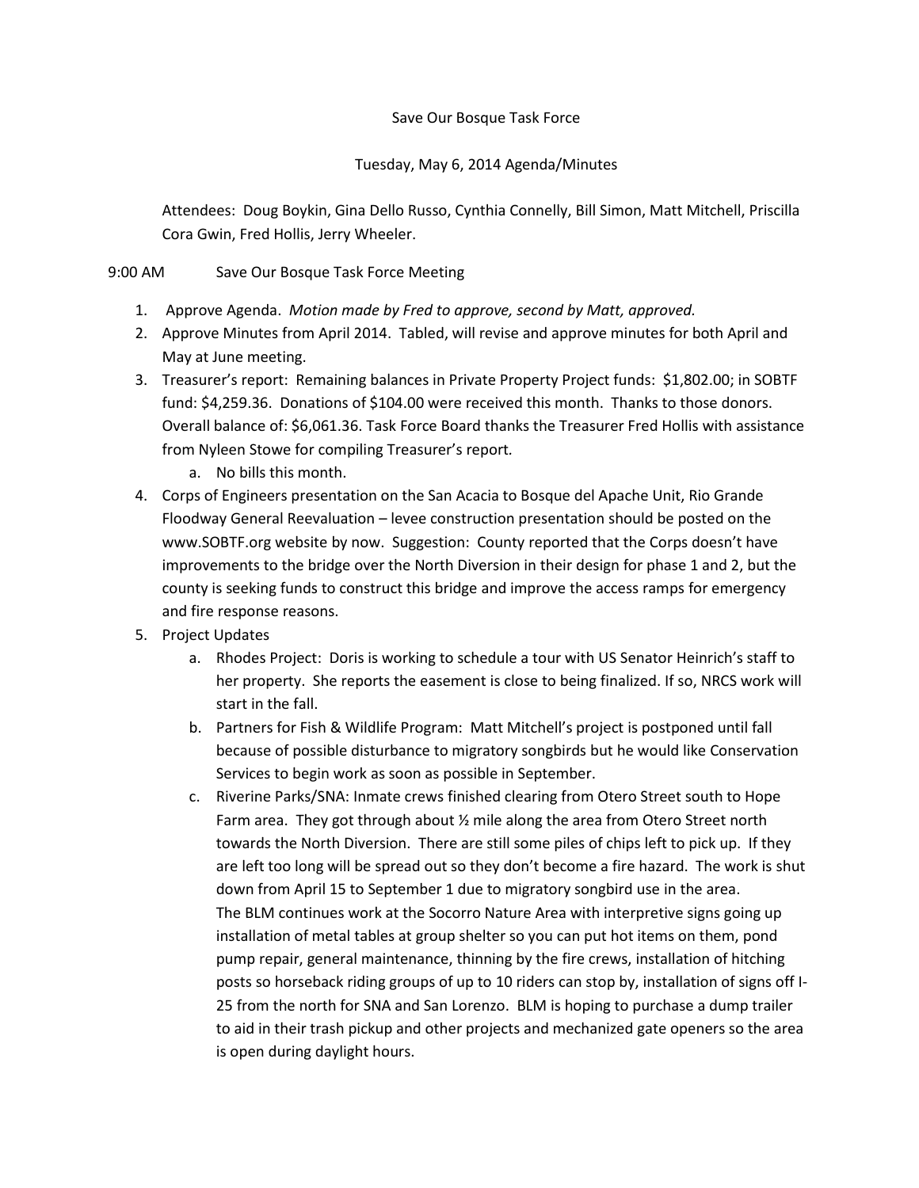Save Our Bosque Task Force

Tuesday, May 6, 2014 Agenda/Minutes

Attendees: Doug Boykin, Gina Dello Russo, Cynthia Connelly, Bill Simon, Matt Mitchell, Priscilla Cora Gwin, Fred Hollis, Jerry Wheeler.

9:00 AM Save Our Bosque Task Force Meeting

1. Approve Agenda. *Motion made by Fred to approve, second by Matt, approved.*
2. Approve Minutes from April 2014. Tabled, will revise and approve minutes for both April and May at June meeting.
3. Treasurer's report: Remaining balances in Private Property Project funds: $1,802.00; in SOBTF fund: $4,259.36. Donations of $104.00 were received this month. Thanks to those donors. Overall balance of: $6,061.36. Task Force Board thanks the Treasurer Fred Hollis with assistance from Nyleen Stowe for compiling Treasurer's report*.*
    a. No bills this month.
4. Corps of Engineers presentation on the San Acacia to Bosque del Apache Unit, Rio Grande Floodway General Reevaluation – levee construction presentation should be posted on the www.SOBTF.org website by now. Suggestion: County reported that the Corps doesn't have improvements to the bridge over the North Diversion in their design for phase 1 and 2, but the county is seeking funds to construct this bridge and improve the access ramps for emergency and fire response reasons.
5. Project Updates
    a. Rhodes Project: Doris is working to schedule a tour with US Senator Heinrich's staff to her property. She reports the easement is close to being finalized. If so, NRCS work will start in the fall.
    b. Partners for Fish & Wildlife Program: Matt Mitchell's project is postponed until fall because of possible disturbance to migratory songbirds but he would like Conservation Services to begin work as soon as possible in September.
    c. Riverine Parks/SNA: Inmate crews finished clearing from Otero Street south to Hope Farm area. They got through about ½ mile along the area from Otero Street north towards the North Diversion. There are still some piles of chips left to pick up. If they are left too long will be spread out so they don't become a fire hazard. The work is shut down from April 15 to September 1 due to migratory songbird use in the area.
    The BLM continues work at the Socorro Nature Area with interpretive signs going up installation of metal tables at group shelter so you can put hot items on them, pond pump repair, general maintenance, thinning by the fire crews, installation of hitching posts so horseback riding groups of up to 10 riders can stop by, installation of signs off I-25 from the north for SNA and San Lorenzo. BLM is hoping to purchase a dump trailer to aid in their trash pickup and other projects and mechanized gate openers so the area is open during daylight hours.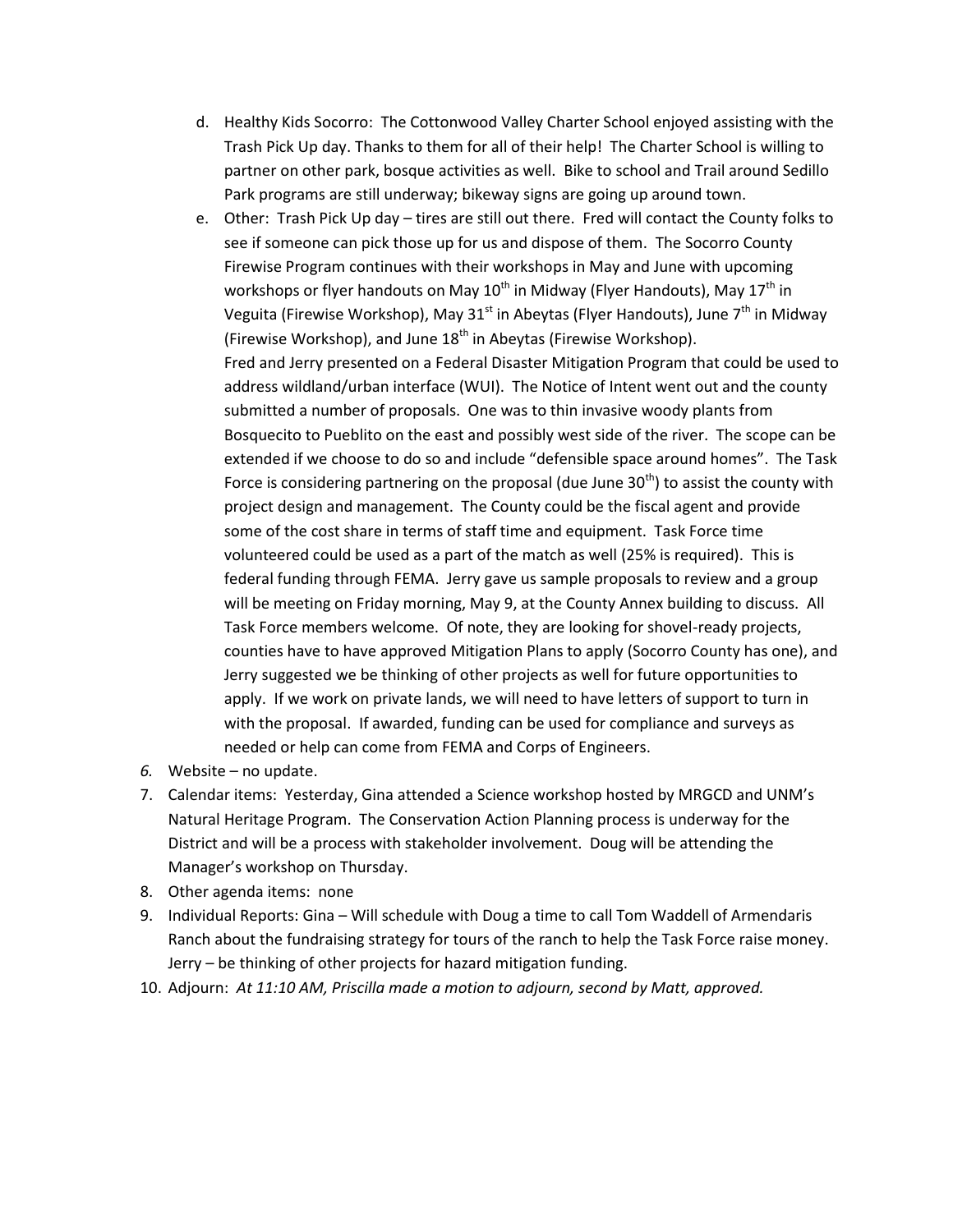d. Healthy Kids Socorro: The Cottonwood Valley Charter School enjoyed assisting with the Trash Pick Up day. Thanks to them for all of their help! The Charter School is willing to partner on other park, bosque activities as well. Bike to school and Trail around Sedillo Park programs are still underway; bikeway signs are going up around town.

e. Other: Trash Pick Up day – tires are still out there. Fred will contact the County folks to see if someone can pick those up for us and dispose of them. The Socorro County Firewise Program continues with their workshops in May and June with upcoming workshops or flyer handouts on May 10th in Midway (Flyer Handouts), May 17th in Veguita (Firewise Workshop), May 31st in Abeytas (Flyer Handouts), June 7th in Midway (Firewise Workshop), and June 18th in Abeytas (Firewise Workshop).

   Fred and Jerry presented on a Federal Disaster Mitigation Program that could be used to address wildland/urban interface (WUI). The Notice of Intent went out and the county submitted a number of proposals. One was to thin invasive woody plants from Bosquecito to Pueblito on the east and possibly west side of the river. The scope can be extended if we choose to do so and include "defensible space around homes". The Task Force is considering partnering on the proposal (due June 30th) to assist the county with project design and management. The County could be the fiscal agent and provide some of the cost share in terms of staff time and equipment. Task Force time volunteered could be used as a part of the match as well (25% is required). This is federal funding through FEMA. Jerry gave us sample proposals to review and a group will be meeting on Friday morning, May 9, at the County Annex building to discuss. All Task Force members welcome. Of note, they are looking for shovel-ready projects, counties have to have approved Mitigation Plans to apply (Socorro County has one), and Jerry suggested we be thinking of other projects as well for future opportunities to apply. If we work on private lands, we will need to have letters of support to turn in with the proposal. If awarded, funding can be used for compliance and surveys as needed or help can come from FEMA and Corps of Engineers.

6. Website – no update.
7. Calendar items: Yesterday, Gina attended a Science workshop hosted by MRGCD and UNM's Natural Heritage Program. The Conservation Action Planning process is underway for the District and will be a process with stakeholder involvement. Doug will be attending the Manager's workshop on Thursday.
8. Other agenda items: none
9. Individual Reports: Gina – Will schedule with Doug a time to call Tom Waddell of Armendaris Ranch about the fundraising strategy for tours of the ranch to help the Task Force raise money. Jerry – be thinking of other projects for hazard mitigation funding.
10. Adjourn: *At 11:10 AM, Priscilla made a motion to adjourn, second by Matt, approved.*